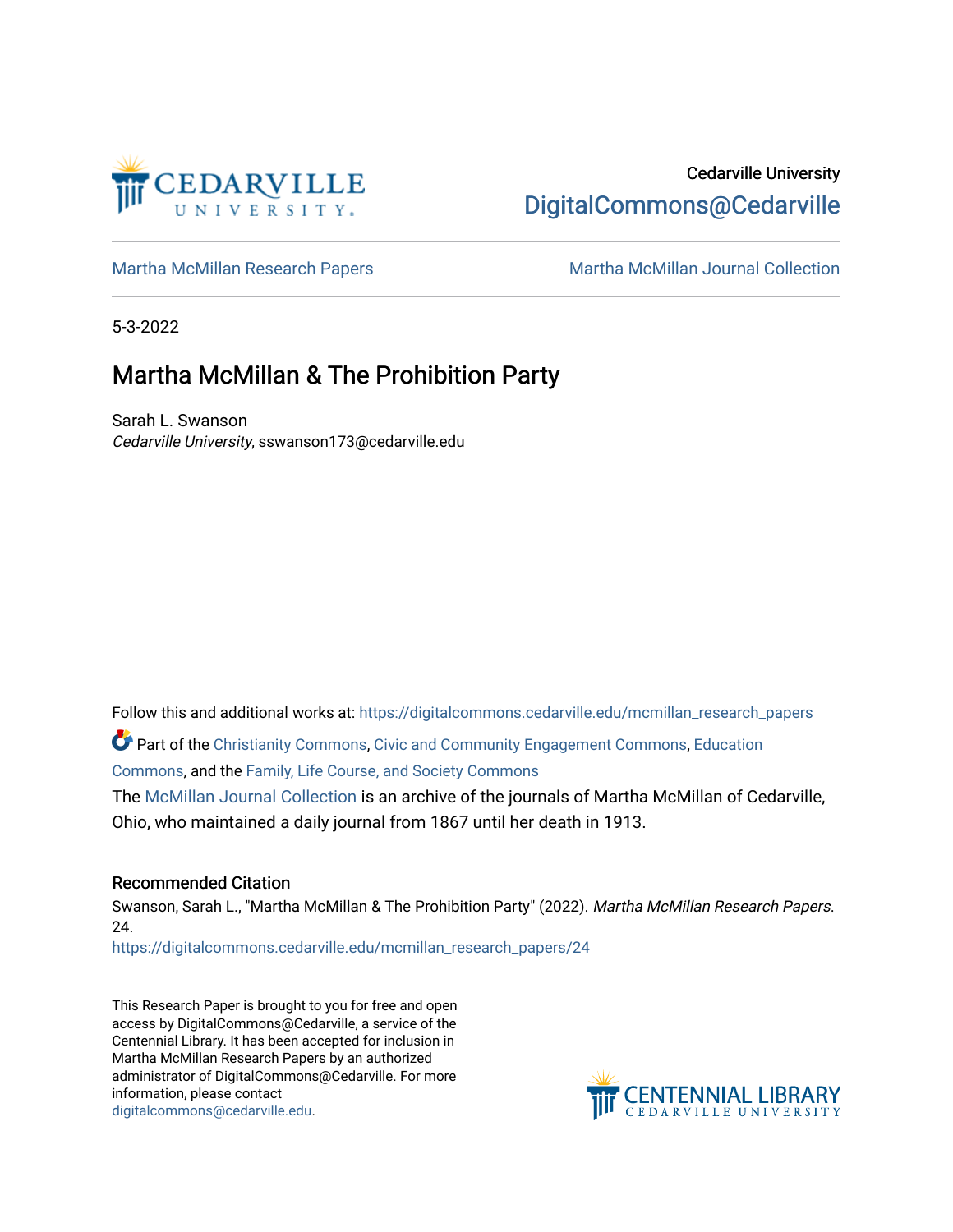Cedarville University

DigitalCommons@Cedarville

Martha McMillan Research Papers | Martha McMillan Journal Collection

5-3-2022

# Martha McMillan & The Prohibition Party

Sarah L. Swanson
*Cedarville University*, sswanson173@cedarville.edu

Follow this and additional works at: https://digitalcommons.cedarville.edu/mcmillan_research_papers

Part of the Christianity Commons, Civic and Community Engagement Commons, Education Commons, and the Family, Life Course, and Society Commons

The McMillan Journal Collection is an archive of the journals of Martha McMillan of Cedarville, Ohio, who maintained a daily journal from 1867 until her death in 1913.

## Recommended Citation

Swanson, Sarah L., "Martha McMillan & The Prohibition Party" (2022). *Martha McMillan Research Papers*. 24.
https://digitalcommons.cedarville.edu/mcmillan_research_papers/24

This Research Paper is brought to you for free and open access by DigitalCommons@Cedarville, a service of the Centennial Library. It has been accepted for inclusion in Martha McMillan Research Papers by an authorized administrator of DigitalCommons@Cedarville. For more information, please contact digitalcommons@cedarville.edu.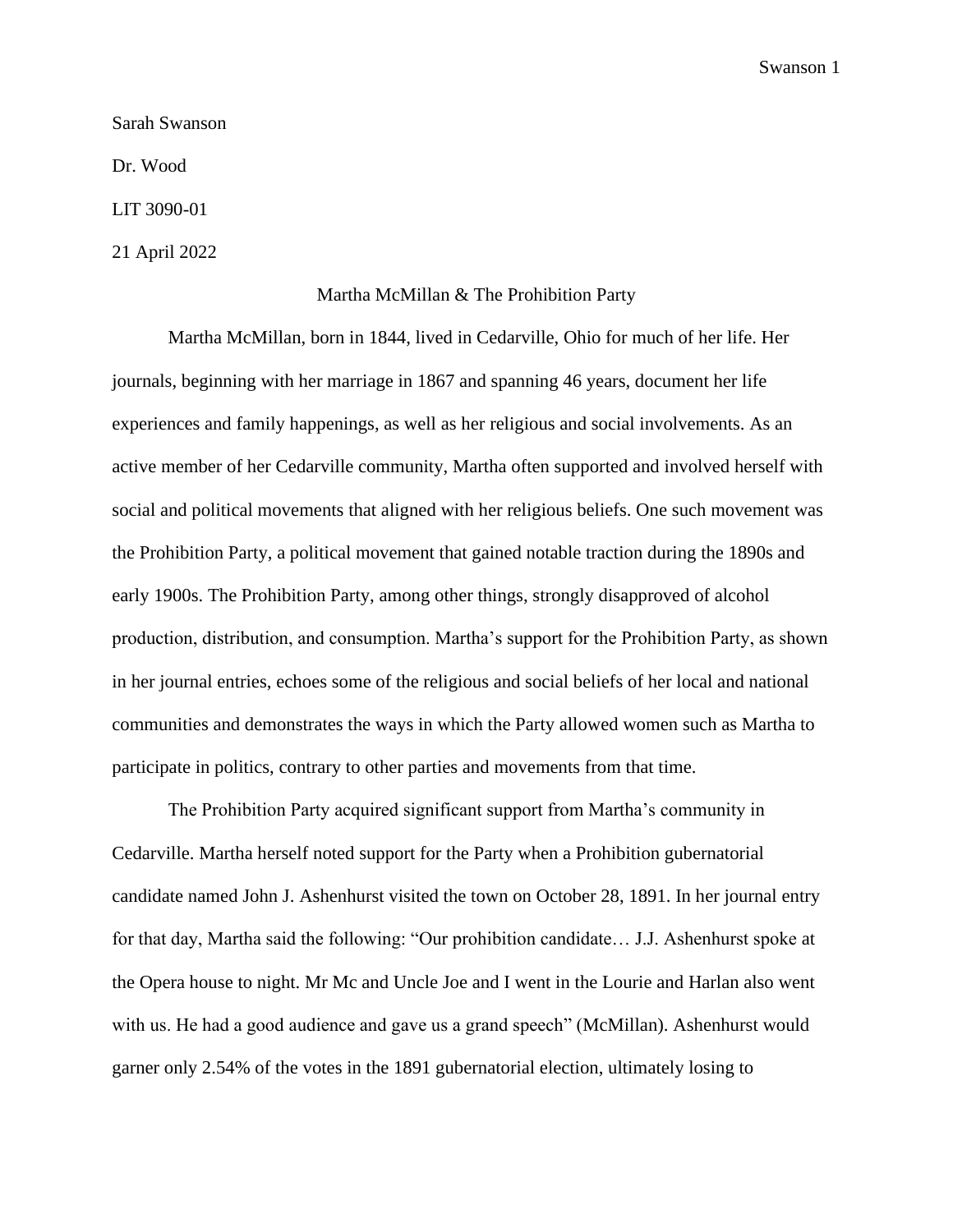Sarah Swanson

Dr. Wood

LIT 3090-01

21 April 2022

# Martha McMillan & The Prohibition Party

Martha McMillan, born in 1844, lived in Cedarville, Ohio for much of her life. Her journals, beginning with her marriage in 1867 and spanning 46 years, document her life experiences and family happenings, as well as her religious and social involvements. As an active member of her Cedarville community, Martha often supported and involved herself with social and political movements that aligned with her religious beliefs. One such movement was the Prohibition Party, a political movement that gained notable traction during the 1890s and early 1900s. The Prohibition Party, among other things, strongly disapproved of alcohol production, distribution, and consumption. Martha's support for the Prohibition Party, as shown in her journal entries, echoes some of the religious and social beliefs of her local and national communities and demonstrates the ways in which the Party allowed women such as Martha to participate in politics, contrary to other parties and movements from that time.

The Prohibition Party acquired significant support from Martha's community in Cedarville. Martha herself noted support for the Party when a Prohibition gubernatorial candidate named John J. Ashenhurst visited the town on October 28, 1891. In her journal entry for that day, Martha said the following: "Our prohibition candidate… J.J. Ashenhurst spoke at the Opera house to night. Mr Mc and Uncle Joe and I went in the Lourie and Harlan also went with us. He had a good audience and gave us a grand speech" (McMillan). Ashenhurst would garner only 2.54% of the votes in the 1891 gubernatorial election, ultimately losing to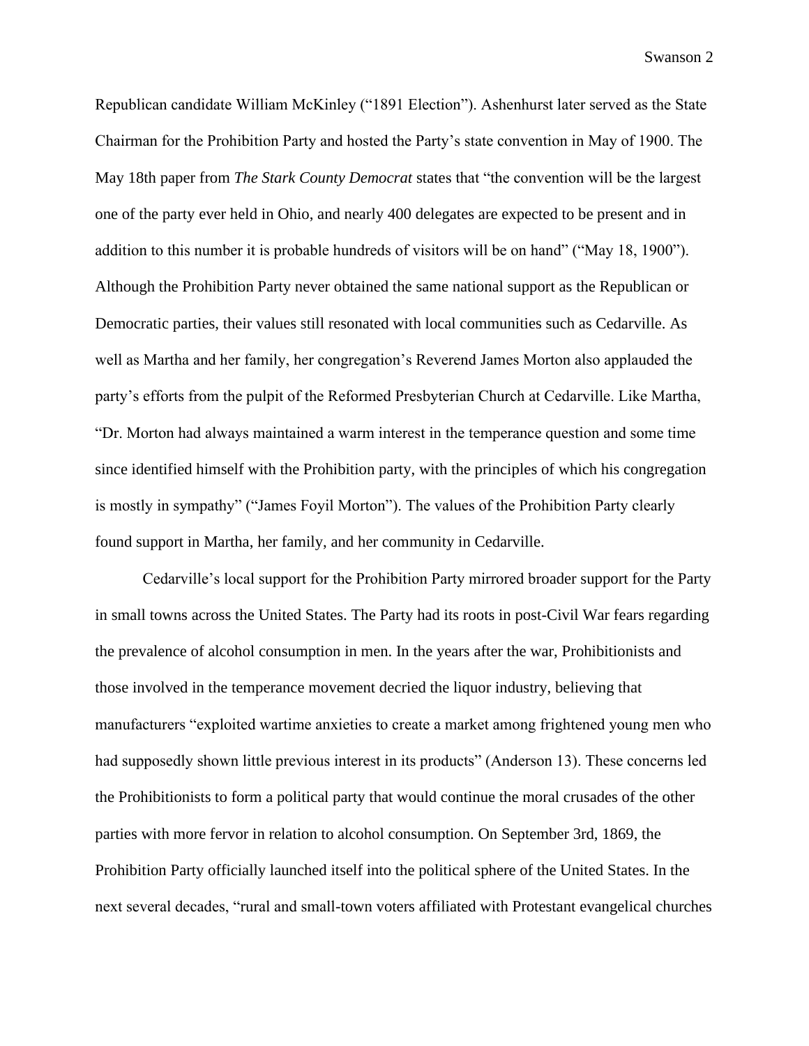Republican candidate William McKinley ("1891 Election"). Ashenhurst later served as the State Chairman for the Prohibition Party and hosted the Party's state convention in May of 1900. The May 18th paper from *The Stark County Democrat* states that "the convention will be the largest one of the party ever held in Ohio, and nearly 400 delegates are expected to be present and in addition to this number it is probable hundreds of visitors will be on hand" ("May 18, 1900"). Although the Prohibition Party never obtained the same national support as the Republican or Democratic parties, their values still resonated with local communities such as Cedarville. As well as Martha and her family, her congregation's Reverend James Morton also applauded the party's efforts from the pulpit of the Reformed Presbyterian Church at Cedarville. Like Martha, "Dr. Morton had always maintained a warm interest in the temperance question and some time since identified himself with the Prohibition party, with the principles of which his congregation is mostly in sympathy" ("James Foyil Morton"). The values of the Prohibition Party clearly found support in Martha, her family, and her community in Cedarville.

Cedarville's local support for the Prohibition Party mirrored broader support for the Party in small towns across the United States. The Party had its roots in post-Civil War fears regarding the prevalence of alcohol consumption in men. In the years after the war, Prohibitionists and those involved in the temperance movement decried the liquor industry, believing that manufacturers "exploited wartime anxieties to create a market among frightened young men who had supposedly shown little previous interest in its products" (Anderson 13). These concerns led the Prohibitionists to form a political party that would continue the moral crusades of the other parties with more fervor in relation to alcohol consumption. On September 3rd, 1869, the Prohibition Party officially launched itself into the political sphere of the United States. In the next several decades, "rural and small-town voters affiliated with Protestant evangelical churches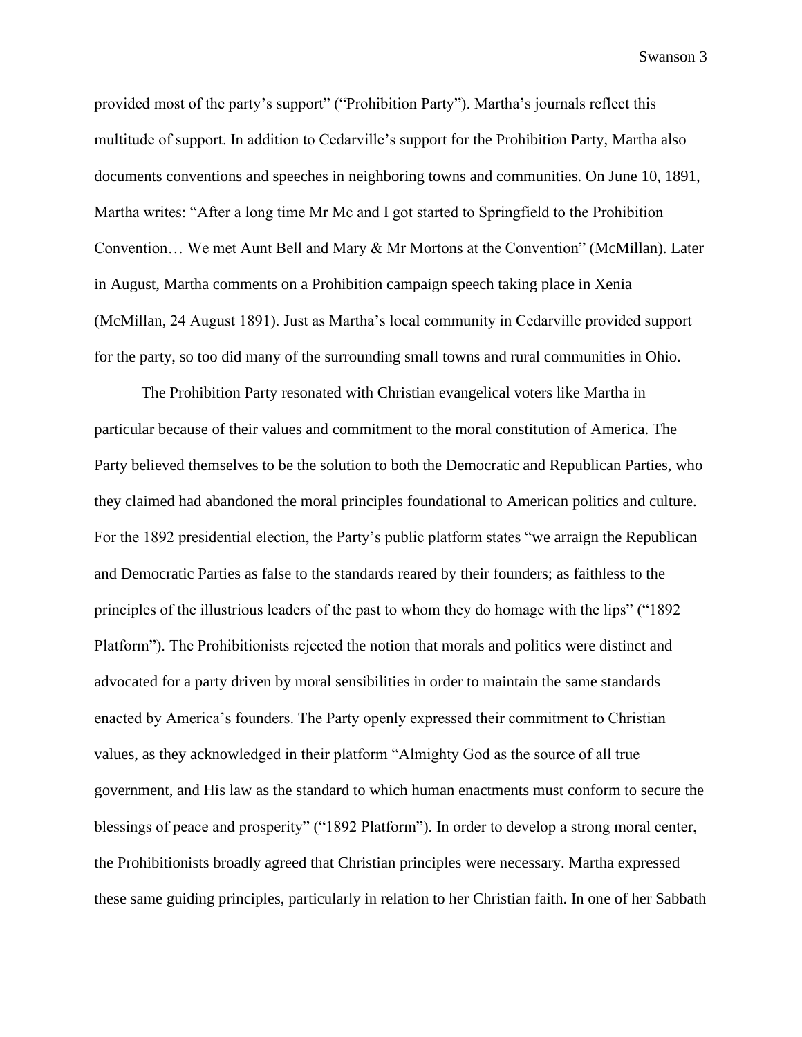provided most of the party's support" ("Prohibition Party"). Martha's journals reflect this multitude of support. In addition to Cedarville's support for the Prohibition Party, Martha also documents conventions and speeches in neighboring towns and communities. On June 10, 1891, Martha writes: "After a long time Mr Mc and I got started to Springfield to the Prohibition Convention… We met Aunt Bell and Mary & Mr Mortons at the Convention" (McMillan). Later in August, Martha comments on a Prohibition campaign speech taking place in Xenia (McMillan, 24 August 1891). Just as Martha's local community in Cedarville provided support for the party, so too did many of the surrounding small towns and rural communities in Ohio.

The Prohibition Party resonated with Christian evangelical voters like Martha in particular because of their values and commitment to the moral constitution of America. The Party believed themselves to be the solution to both the Democratic and Republican Parties, who they claimed had abandoned the moral principles foundational to American politics and culture. For the 1892 presidential election, the Party's public platform states "we arraign the Republican and Democratic Parties as false to the standards reared by their founders; as faithless to the principles of the illustrious leaders of the past to whom they do homage with the lips" ("1892 Platform"). The Prohibitionists rejected the notion that morals and politics were distinct and advocated for a party driven by moral sensibilities in order to maintain the same standards enacted by America's founders. The Party openly expressed their commitment to Christian values, as they acknowledged in their platform "Almighty God as the source of all true government, and His law as the standard to which human enactments must conform to secure the blessings of peace and prosperity" ("1892 Platform"). In order to develop a strong moral center, the Prohibitionists broadly agreed that Christian principles were necessary. Martha expressed these same guiding principles, particularly in relation to her Christian faith. In one of her Sabbath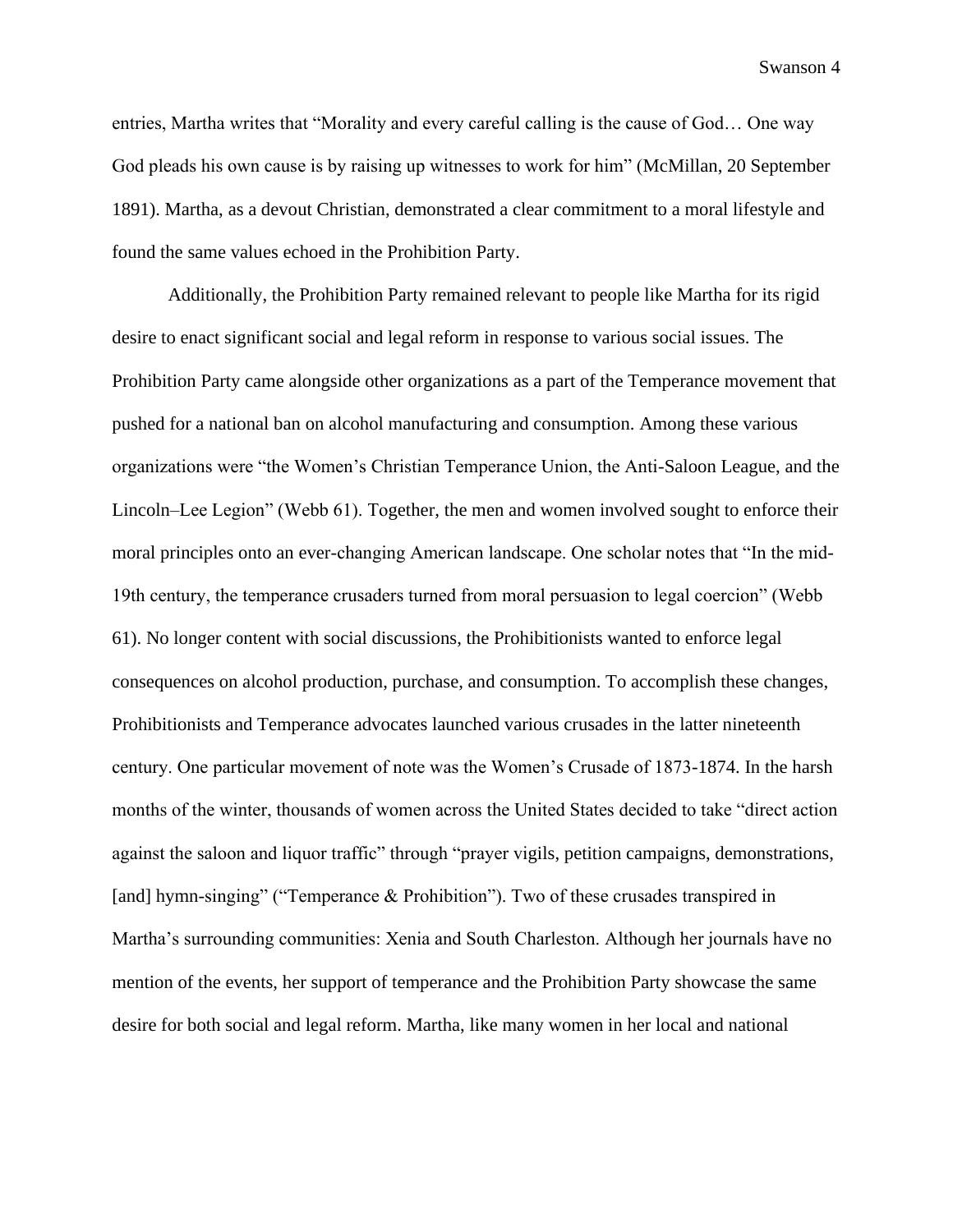entries, Martha writes that "Morality and every careful calling is the cause of God… One way God pleads his own cause is by raising up witnesses to work for him" (McMillan, 20 September 1891). Martha, as a devout Christian, demonstrated a clear commitment to a moral lifestyle and found the same values echoed in the Prohibition Party.

Additionally, the Prohibition Party remained relevant to people like Martha for its rigid desire to enact significant social and legal reform in response to various social issues. The Prohibition Party came alongside other organizations as a part of the Temperance movement that pushed for a national ban on alcohol manufacturing and consumption. Among these various organizations were "the Women's Christian Temperance Union, the Anti-Saloon League, and the Lincoln–Lee Legion" (Webb 61). Together, the men and women involved sought to enforce their moral principles onto an ever-changing American landscape. One scholar notes that "In the mid-19th century, the temperance crusaders turned from moral persuasion to legal coercion" (Webb 61). No longer content with social discussions, the Prohibitionists wanted to enforce legal consequences on alcohol production, purchase, and consumption. To accomplish these changes, Prohibitionists and Temperance advocates launched various crusades in the latter nineteenth century. One particular movement of note was the Women's Crusade of 1873-1874. In the harsh months of the winter, thousands of women across the United States decided to take "direct action against the saloon and liquor traffic" through "prayer vigils, petition campaigns, demonstrations, [and] hymn-singing" ("Temperance & Prohibition"). Two of these crusades transpired in Martha's surrounding communities: Xenia and South Charleston. Although her journals have no mention of the events, her support of temperance and the Prohibition Party showcase the same desire for both social and legal reform. Martha, like many women in her local and national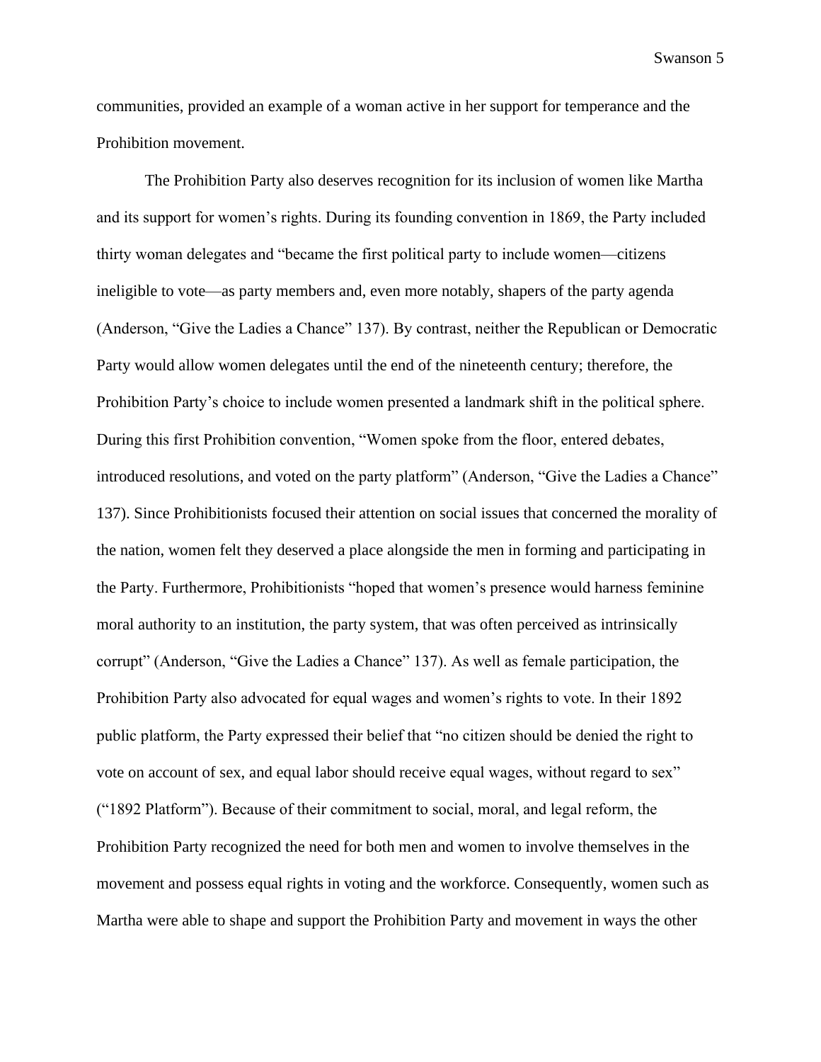communities, provided an example of a woman active in her support for temperance and the Prohibition movement.

The Prohibition Party also deserves recognition for its inclusion of women like Martha and its support for women's rights. During its founding convention in 1869, the Party included thirty woman delegates and "became the first political party to include women—citizens ineligible to vote—as party members and, even more notably, shapers of the party agenda (Anderson, "Give the Ladies a Chance" 137). By contrast, neither the Republican or Democratic Party would allow women delegates until the end of the nineteenth century; therefore, the Prohibition Party's choice to include women presented a landmark shift in the political sphere. During this first Prohibition convention, "Women spoke from the floor, entered debates, introduced resolutions, and voted on the party platform" (Anderson, "Give the Ladies a Chance" 137). Since Prohibitionists focused their attention on social issues that concerned the morality of the nation, women felt they deserved a place alongside the men in forming and participating in the Party. Furthermore, Prohibitionists "hoped that women's presence would harness feminine moral authority to an institution, the party system, that was often perceived as intrinsically corrupt" (Anderson, "Give the Ladies a Chance" 137). As well as female participation, the Prohibition Party also advocated for equal wages and women's rights to vote. In their 1892 public platform, the Party expressed their belief that "no citizen should be denied the right to vote on account of sex, and equal labor should receive equal wages, without regard to sex" ("1892 Platform"). Because of their commitment to social, moral, and legal reform, the Prohibition Party recognized the need for both men and women to involve themselves in the movement and possess equal rights in voting and the workforce. Consequently, women such as Martha were able to shape and support the Prohibition Party and movement in ways the other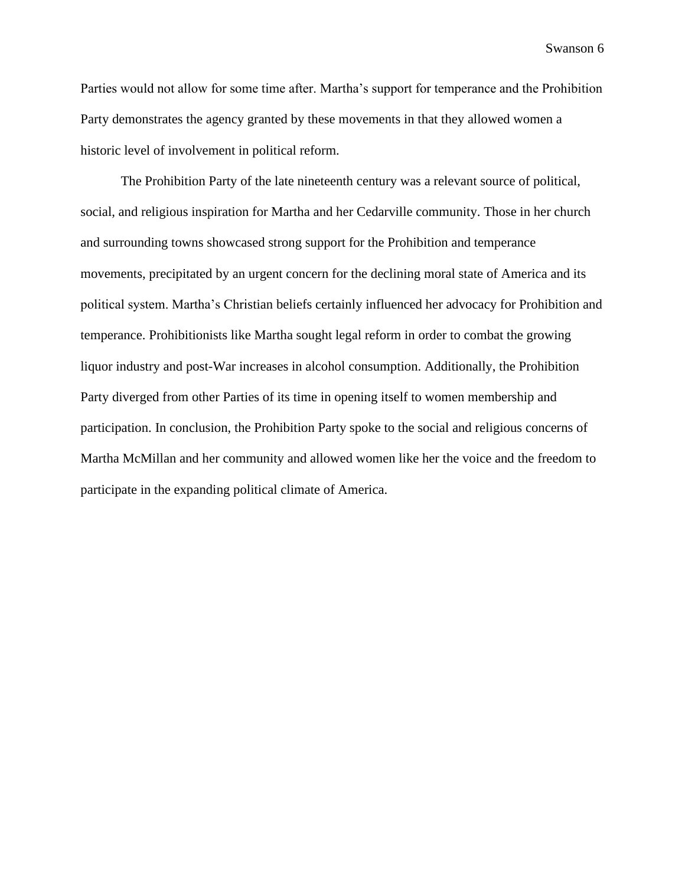Parties would not allow for some time after. Martha's support for temperance and the Prohibition Party demonstrates the agency granted by these movements in that they allowed women a historic level of involvement in political reform.

The Prohibition Party of the late nineteenth century was a relevant source of political, social, and religious inspiration for Martha and her Cedarville community. Those in her church and surrounding towns showcased strong support for the Prohibition and temperance movements, precipitated by an urgent concern for the declining moral state of America and its political system. Martha's Christian beliefs certainly influenced her advocacy for Prohibition and temperance. Prohibitionists like Martha sought legal reform in order to combat the growing liquor industry and post-War increases in alcohol consumption. Additionally, the Prohibition Party diverged from other Parties of its time in opening itself to women membership and participation. In conclusion, the Prohibition Party spoke to the social and religious concerns of Martha McMillan and her community and allowed women like her the voice and the freedom to participate in the expanding political climate of America.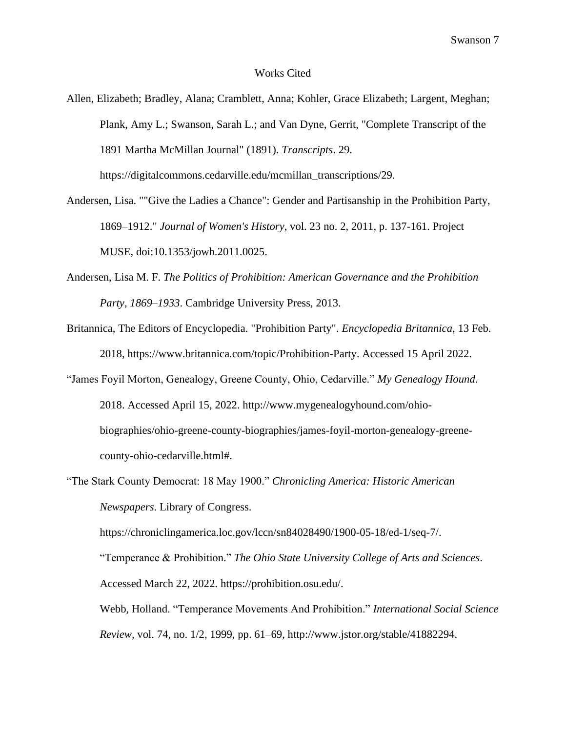# Works Cited

Allen, Elizabeth; Bradley, Alana; Cramblett, Anna; Kohler, Grace Elizabeth; Largent, Meghan; Plank, Amy L.; Swanson, Sarah L.; and Van Dyne, Gerrit, "Complete Transcript of the 1891 Martha McMillan Journal" (1891). *Transcripts*. 29. https://digitalcommons.cedarville.edu/mcmillan_transcriptions/29.

Andersen, Lisa. ""Give the Ladies a Chance": Gender and Partisanship in the Prohibition Party, 1869–1912." *Journal of Women's History*, vol. 23 no. 2, 2011, p. 137-161. Project MUSE, doi:10.1353/jowh.2011.0025.

Andersen, Lisa M. F. *The Politics of Prohibition: American Governance and the Prohibition Party, 1869–1933*. Cambridge University Press, 2013.

Britannica, The Editors of Encyclopedia. "Prohibition Party". *Encyclopedia Britannica*, 13 Feb. 2018, https://www.britannica.com/topic/Prohibition-Party. Accessed 15 April 2022.

"James Foyil Morton, Genealogy, Greene County, Ohio, Cedarville." *My Genealogy Hound*. 2018. Accessed April 15, 2022. http://www.mygenealogyhound.com/ohio-biographies/ohio-greene-county-biographies/james-foyil-morton-genealogy-greene-county-ohio-cedarville.html#.

"The Stark County Democrat: 18 May 1900." *Chronicling America: Historic American Newspapers*. Library of Congress. https://chroniclingamerica.loc.gov/lccn/sn84028490/1900-05-18/ed-1/seq-7/.

"Temperance & Prohibition." *The Ohio State University College of Arts and Sciences*. Accessed March 22, 2022. https://prohibition.osu.edu/.

Webb, Holland. "Temperance Movements And Prohibition." *International Social Science Review,* vol. 74, no. 1/2, 1999, pp. 61–69, http://www.jstor.org/stable/41882294.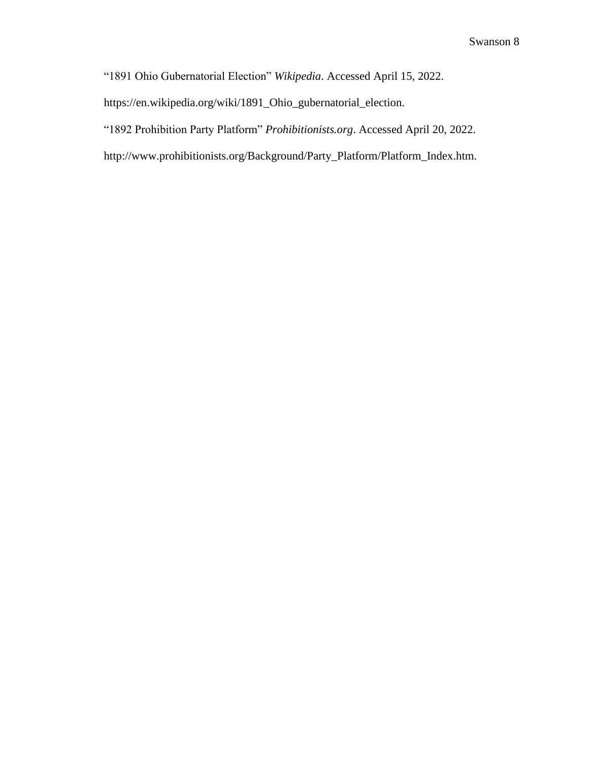"1891 Ohio Gubernatorial Election" *Wikipedia*. Accessed April 15, 2022.

https://en.wikipedia.org/wiki/1891_Ohio_gubernatorial_election.

"1892 Prohibition Party Platform" *Prohibitionists.org*. Accessed April 20, 2022.

http://www.prohibitionists.org/Background/Party_Platform/Platform_Index.htm.